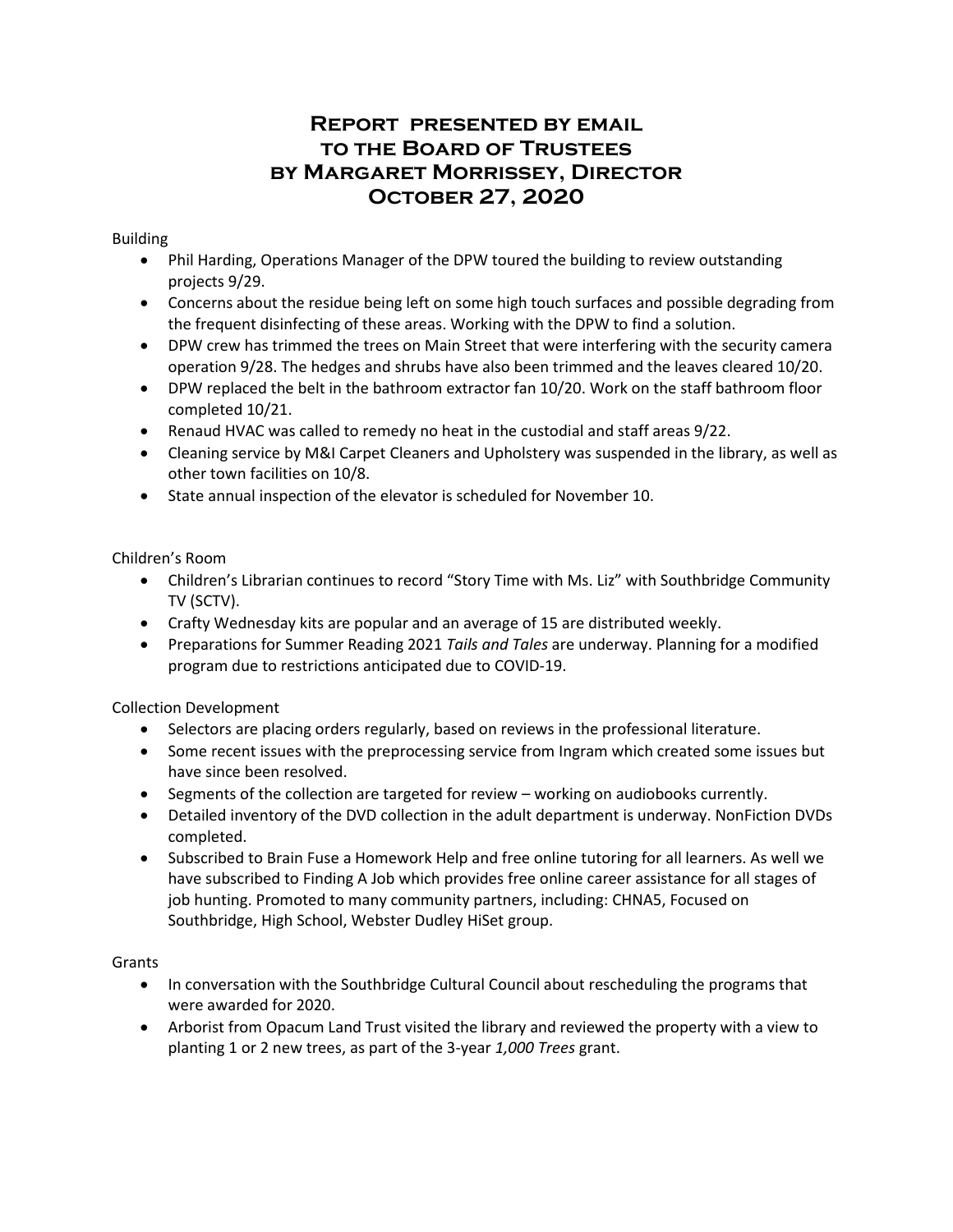# Report presented by email to the Board of Trustees by Margaret Morrissey, Director October 27, 2020

Building

- Phil Harding, Operations Manager of the DPW toured the building to review outstanding projects 9/29.
- Concerns about the residue being left on some high touch surfaces and possible degrading from the frequent disinfecting of these areas. Working with the DPW to find a solution.
- DPW crew has trimmed the trees on Main Street that were interfering with the security camera operation 9/28. The hedges and shrubs have also been trimmed and the leaves cleared 10/20.
- DPW replaced the belt in the bathroom extractor fan 10/20. Work on the staff bathroom floor completed 10/21.
- Renaud HVAC was called to remedy no heat in the custodial and staff areas 9/22.
- Cleaning service by M&I Carpet Cleaners and Upholstery was suspended in the library, as well as other town facilities on 10/8.
- State annual inspection of the elevator is scheduled for November 10.

Children's Room

- Children's Librarian continues to record "Story Time with Ms. Liz" with Southbridge Community TV (SCTV).
- Crafty Wednesday kits are popular and an average of 15 are distributed weekly.
- Preparations for Summer Reading 2021 *Tails and Tales* are underway. Planning for a modified program due to restrictions anticipated due to COVID-19.

Collection Development

- Selectors are placing orders regularly, based on reviews in the professional literature.
- Some recent issues with the preprocessing service from Ingram which created some issues but have since been resolved.
- Segments of the collection are targeted for review – working on audiobooks currently.
- Detailed inventory of the DVD collection in the adult department is underway. NonFiction DVDs completed.
- Subscribed to Brain Fuse a Homework Help and free online tutoring for all learners. As well we have subscribed to Finding A Job which provides free online career assistance for all stages of job hunting. Promoted to many community partners, including: CHNA5, Focused on Southbridge, High School, Webster Dudley HiSet group.

Grants

- In conversation with the Southbridge Cultural Council about rescheduling the programs that were awarded for 2020.
- Arborist from Opacum Land Trust visited the library and reviewed the property with a view to planting 1 or 2 new trees, as part of the 3-year *1,000 Trees* grant.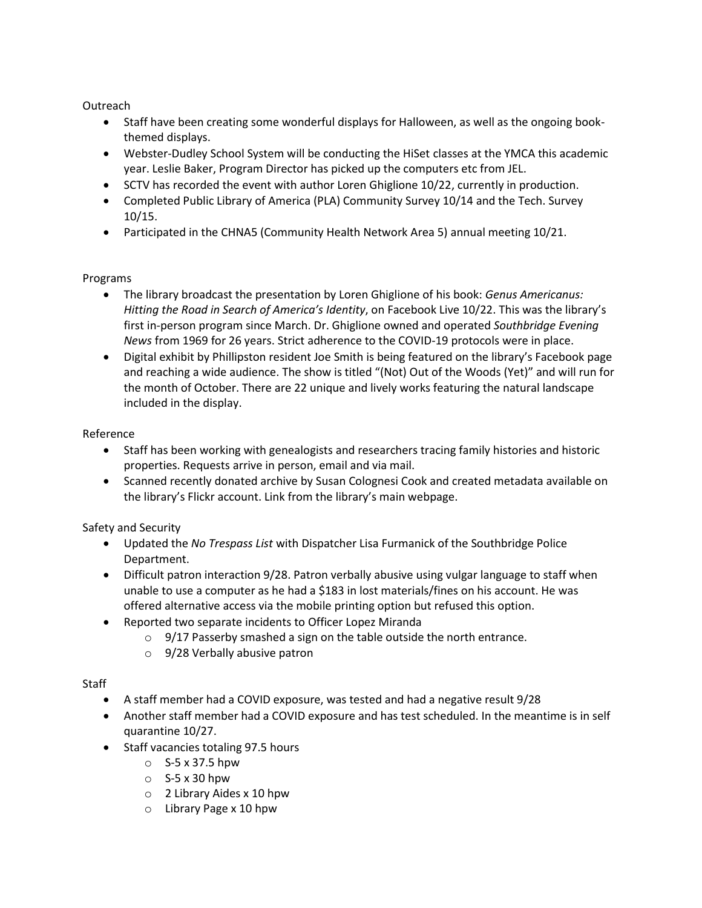Outreach

- Staff have been creating some wonderful displays for Halloween, as well as the ongoing book-themed displays.
- Webster-Dudley School System will be conducting the HiSet classes at the YMCA this academic year. Leslie Baker, Program Director has picked up the computers etc from JEL.
- SCTV has recorded the event with author Loren Ghiglione 10/22, currently in production.
- Completed Public Library of America (PLA) Community Survey 10/14 and the Tech. Survey 10/15.
- Participated in the CHNA5 (Community Health Network Area 5) annual meeting 10/21.

Programs

- The library broadcast the presentation by Loren Ghiglione of his book: *Genus Americanus: Hitting the Road in Search of America's Identity*, on Facebook Live 10/22. This was the library's first in-person program since March. Dr. Ghiglione owned and operated *Southbridge Evening News* from 1969 for 26 years. Strict adherence to the COVID-19 protocols were in place.
- Digital exhibit by Phillipston resident Joe Smith is being featured on the library's Facebook page and reaching a wide audience. The show is titled "(Not) Out of the Woods (Yet)" and will run for the month of October. There are 22 unique and lively works featuring the natural landscape included in the display.

Reference

- Staff has been working with genealogists and researchers tracing family histories and historic properties. Requests arrive in person, email and via mail.
- Scanned recently donated archive by Susan Colognesi Cook and created metadata available on the library's Flickr account. Link from the library's main webpage.

Safety and Security

- Updated the *No Trespass List* with Dispatcher Lisa Furmanick of the Southbridge Police Department.
- Difficult patron interaction 9/28. Patron verbally abusive using vulgar language to staff when unable to use a computer as he had a $183 in lost materials/fines on his account. He was offered alternative access via the mobile printing option but refused this option.
- Reported two separate incidents to Officer Lopez Miranda
  - 9/17 Passerby smashed a sign on the table outside the north entrance.
  - 9/28 Verbally abusive patron

Staff

- A staff member had a COVID exposure, was tested and had a negative result 9/28
- Another staff member had a COVID exposure and has test scheduled. In the meantime is in self quarantine 10/27.
- Staff vacancies totaling 97.5 hours
  - S-5 x 37.5 hpw
  - S-5 x 30 hpw
  - 2 Library Aides x 10 hpw
  - Library Page x 10 hpw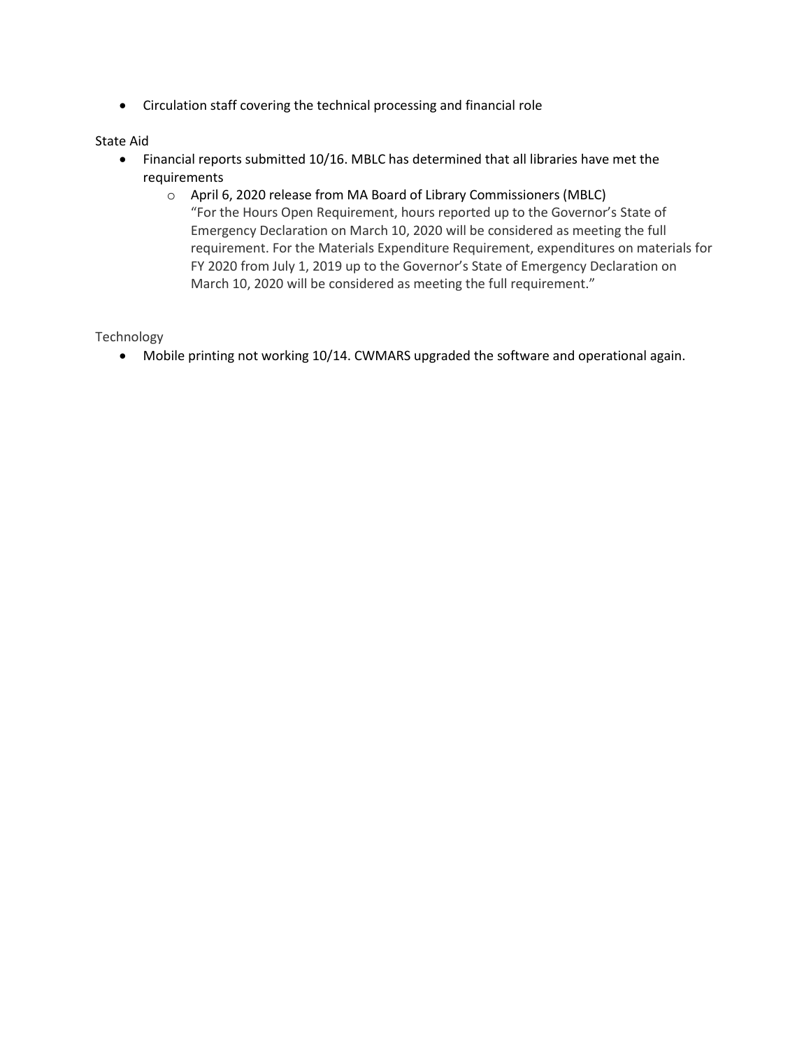- Circulation staff covering the technical processing and financial role

State Aid

- Financial reports submitted 10/16. MBLC has determined that all libraries have met the requirements
    - April 6, 2020 release from MA Board of Library Commissioners (MBLC)
      "For the Hours Open Requirement, hours reported up to the Governor's State of Emergency Declaration on March 10, 2020 will be considered as meeting the full requirement. For the Materials Expenditure Requirement, expenditures on materials for FY 2020 from July 1, 2019 up to the Governor's State of Emergency Declaration on March 10, 2020 will be considered as meeting the full requirement."

Technology

- Mobile printing not working 10/14. CWMARS upgraded the software and operational again.